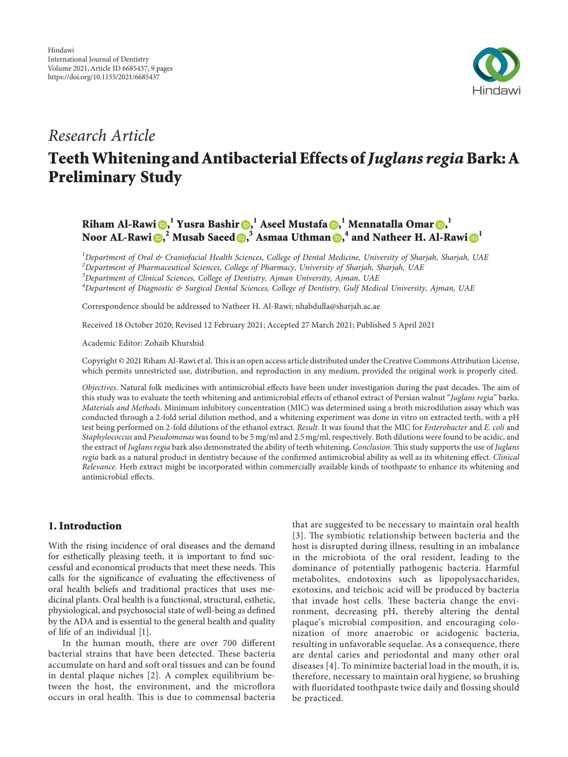Hindawi
International Journal of Dentistry
Volume 2021, Article ID 6685437, 9 pages
https://doi.org/10.1155/2021/6685437

*Research Article*

# Teeth Whitening and Antibacterial Effects of *Juglans regia* Bark: A Preliminary Study

**Riham Al-Rawi,[1] Yusra Bashir,[1] Aseel Mustafa,[1] Mennatalla Omar,[1] Noor AL-Rawi,[2] Musab Saeed,[3] Asmaa Uthman,[4] and Natheer H. Al-Rawi[1]**

[1]*Department of Oral & Craniofacial Health Sciences, College of Dental Medicine, University of Sharjah, Sharjah, UAE*
[2]*Department of Pharmaceutical Sciences, College of Pharmacy, University of Sharjah, Sharjah, UAE*
[3]*Department of Clinical Sciences, College of Dentistry, Ajman University, Ajman, UAE*
[4]*Department of Diagnostic & Surgical Dental Sciences, College of Dentistry, Gulf Medical University, Ajman, UAE*

Correspondence should be addressed to Natheer H. Al-Rawi; nhabdulla@sharjah.ac.ae

Received 18 October 2020; Revised 12 February 2021; Accepted 27 March 2021; Published 5 April 2021

Academic Editor: Zohaib Khurshid

Copyright © 2021 Riham Al-Rawi et al. This is an open access article distributed under the Creative Commons Attribution License, which permits unrestricted use, distribution, and reproduction in any medium, provided the original work is properly cited.

*Objectives*. Natural folk medicines with antimicrobial effects have been under investigation during the past decades. The aim of this study was to evaluate the teeth whitening and antimicrobial effects of ethanol extract of Persian walnut "*Juglans regia*" barks. *Materials and Methods*. Minimum inhibitory concentration (MIC) was determined using a broth microdilution assay which was conducted through a 2-fold serial dilution method, and a whitening experiment was done in vitro on extracted teeth, with a pH test being performed on 2-fold dilutions of the ethanol extract. *Result*. It was found that the MIC for *Enterobacter* and *E. coli* and *Staphylococcus* and *Pseudomonas* was found to be 5 mg/ml and 2.5 mg/ml, respectively. Both dilutions were found to be acidic, and the extract of *Juglans regia* bark also demonstrated the ability of teeth whitening. *Conclusion*. This study supports the use of *Juglans regia* bark as a natural product in dentistry because of the confirmed antimicrobial ability as well as its whitening effect. *Clinical Relevance*. Herb extract might be incorporated within commercially available kinds of toothpaste to enhance its whitening and antimicrobial effects.

## 1. Introduction

With the rising incidence of oral diseases and the demand for esthetically pleasing teeth, it is important to find successful and economical products that meet these needs. This calls for the significance of evaluating the effectiveness of oral health beliefs and traditional practices that uses medicinal plants. Oral health is a functional, structural, esthetic, physiological, and psychosocial state of well-being as defined by the ADA and is essential to the general health and quality of life of an individual [1].

In the human mouth, there are over 700 different bacterial strains that have been detected. These bacteria accumulate on hard and soft oral tissues and can be found in dental plaque niches [2]. A complex equilibrium between the host, the environment, and the microflora occurs in oral health. This is due to commensal bacteria that are suggested to be necessary to maintain oral health [3]. The symbiotic relationship between bacteria and the host is disrupted during illness, resulting in an imbalance in the microbiota of the oral resident, leading to the dominance of potentially pathogenic bacteria. Harmful metabolites, endotoxins such as lipopolysaccharides, exotoxins, and teichoic acid will be produced by bacteria that invade host cells. These bacteria change the environment, decreasing pH, thereby altering the dental plaque's microbial composition, and encouraging colonization of more anaerobic or acidogenic bacteria, resulting in unfavorable sequelae. As a consequence, there are dental caries and periodontal and many other oral diseases [4]. To minimize bacterial load in the mouth, it is, therefore, necessary to maintain oral hygiene, so brushing with fluoridated toothpaste twice daily and flossing should be practiced.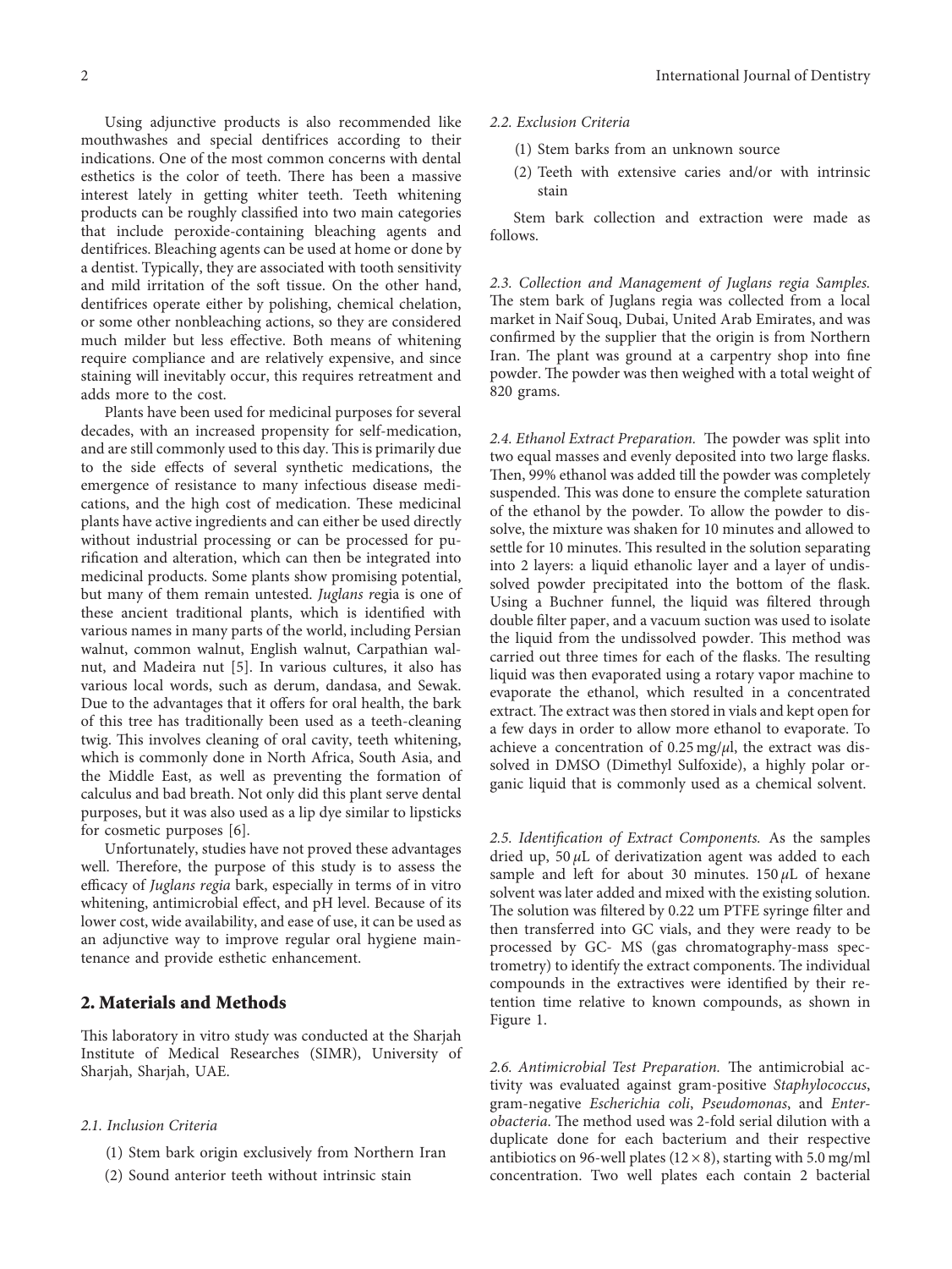Using adjunctive products is also recommended like mouthwashes and special dentifrices according to their indications. One of the most common concerns with dental esthetics is the color of teeth. There has been a massive interest lately in getting whiter teeth. Teeth whitening products can be roughly classified into two main categories that include peroxide-containing bleaching agents and dentifrices. Bleaching agents can be used at home or done by a dentist. Typically, they are associated with tooth sensitivity and mild irritation of the soft tissue. On the other hand, dentifrices operate either by polishing, chemical chelation, or some other nonbleaching actions, so they are considered much milder but less effective. Both means of whitening require compliance and are relatively expensive, and since staining will inevitably occur, this requires retreatment and adds more to the cost.

Plants have been used for medicinal purposes for several decades, with an increased propensity for self-medication, and are still commonly used to this day. This is primarily due to the side effects of several synthetic medications, the emergence of resistance to many infectious disease medications, and the high cost of medication. These medicinal plants have active ingredients and can either be used directly without industrial processing or can be processed for purification and alteration, which can then be integrated into medicinal products. Some plants show promising potential, but many of them remain untested. *Juglans r*egia is one of these ancient traditional plants, which is identified with various names in many parts of the world, including Persian walnut, common walnut, English walnut, Carpathian walnut, and Madeira nut [5]. In various cultures, it also has various local words, such as derum, dandasa, and Sewak. Due to the advantages that it offers for oral health, the bark of this tree has traditionally been used as a teeth-cleaning twig. This involves cleaning of oral cavity, teeth whitening, which is commonly done in North Africa, South Asia, and the Middle East, as well as preventing the formation of calculus and bad breath. Not only did this plant serve dental purposes, but it was also used as a lip dye similar to lipsticks for cosmetic purposes [6].

Unfortunately, studies have not proved these advantages well. Therefore, the purpose of this study is to assess the efficacy of *Juglans regia* bark, especially in terms of in vitro whitening, antimicrobial effect, and pH level. Because of its lower cost, wide availability, and ease of use, it can be used as an adjunctive way to improve regular oral hygiene maintenance and provide esthetic enhancement.

## 2. Materials and Methods

This laboratory in vitro study was conducted at the Sharjah Institute of Medical Researches (SIMR), University of Sharjah, Sharjah, UAE.

### 2.1. Inclusion Criteria

(1) Stem bark origin exclusively from Northern Iran

(2) Sound anterior teeth without intrinsic stain

### 2.2. Exclusion Criteria

(1) Stem barks from an unknown source

(2) Teeth with extensive caries and/or with intrinsic stain

Stem bark collection and extraction were made as follows.

*2.3. Collection and Management of Juglans regia Samples.* The stem bark of Juglans regia was collected from a local market in Naif Souq, Dubai, United Arab Emirates, and was confirmed by the supplier that the origin is from Northern Iran. The plant was ground at a carpentry shop into fine powder. The powder was then weighed with a total weight of 820 grams.

*2.4. Ethanol Extract Preparation.* The powder was split into two equal masses and evenly deposited into two large flasks. Then, 99% ethanol was added till the powder was completely suspended. This was done to ensure the complete saturation of the ethanol by the powder. To allow the powder to dissolve, the mixture was shaken for 10 minutes and allowed to settle for 10 minutes. This resulted in the solution separating into 2 layers: a liquid ethanolic layer and a layer of undissolved powder precipitated into the bottom of the flask. Using a Buchner funnel, the liquid was filtered through double filter paper, and a vacuum suction was used to isolate the liquid from the undissolved powder. This method was carried out three times for each of the flasks. The resulting liquid was then evaporated using a rotary vapor machine to evaporate the ethanol, which resulted in a concentrated extract. The extract was then stored in vials and kept open for a few days in order to allow more ethanol to evaporate. To achieve a concentration of $0.25\,\text{mg}/\mu\text{l}$, the extract was dissolved in DMSO (Dimethyl Sulfoxide), a highly polar organic liquid that is commonly used as a chemical solvent.

*2.5. Identification of Extract Components.* As the samples dried up, $50\,\mu\text{L}$ of derivatization agent was added to each sample and left for about 30 minutes. $150\,\mu\text{L}$ of hexane solvent was later added and mixed with the existing solution. The solution was filtered by 0.22 um PTFE syringe filter and then transferred into GC vials, and they were ready to be processed by GC- MS (gas chromatography-mass spectrometry) to identify the extract components. The individual compounds in the extractives were identified by their retention time relative to known compounds, as shown in Figure 1.

*2.6. Antimicrobial Test Preparation.* The antimicrobial activity was evaluated against gram-positive *Staphylococcus*, gram-negative *Escherichia coli*, *Pseudomonas*, and *Enterobacteria*. The method used was 2-fold serial dilution with a duplicate done for each bacterium and their respective antibiotics on 96-well plates ($12 \times 8$), starting with 5.0 mg/ml concentration. Two well plates each contain 2 bacterial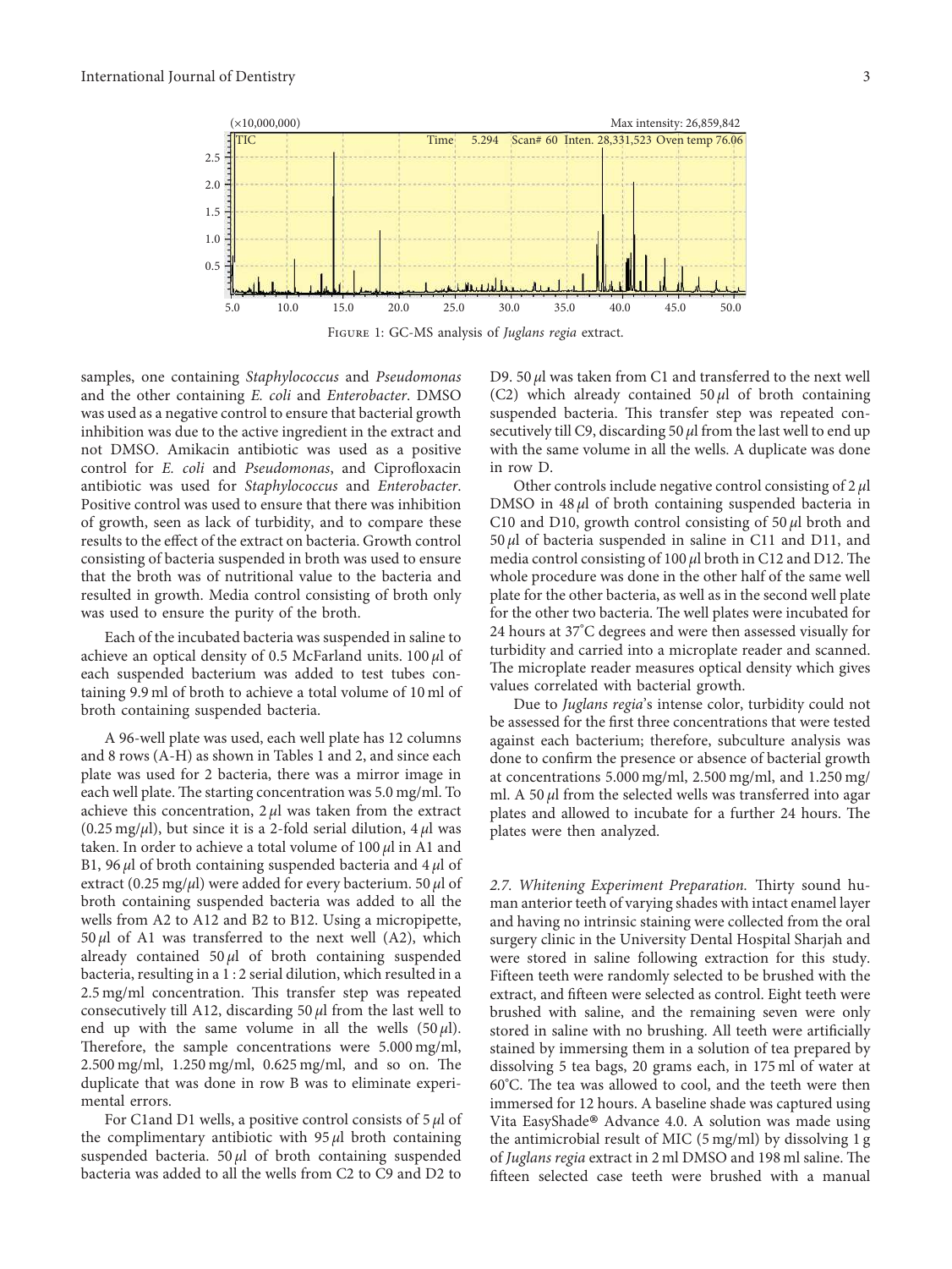Figure 1: GC-MS analysis of *Juglans regia* extract.

samples, one containing *Staphylococcus* and *Pseudomonas* and the other containing *E. coli* and *Enterobacter*. DMSO was used as a negative control to ensure that bacterial growth inhibition was due to the active ingredient in the extract and not DMSO. Amikacin antibiotic was used as a positive control for *E. coli* and *Pseudomonas*, and Ciprofloxacin antibiotic was used for *Staphylococcus* and *Enterobacter*. Positive control was used to ensure that there was inhibition of growth, seen as lack of turbidity, and to compare these results to the effect of the extract on bacteria. Growth control consisting of bacteria suspended in broth was used to ensure that the broth was of nutritional value to the bacteria and resulted in growth. Media control consisting of broth only was used to ensure the purity of the broth.

Each of the incubated bacteria was suspended in saline to achieve an optical density of 0.5 McFarland units. 100 $\mu$l of each suspended bacterium was added to test tubes containing 9.9 ml of broth to achieve a total volume of 10 ml of broth containing suspended bacteria.

A 96-well plate was used, each well plate has 12 columns and 8 rows (A-H) as shown in Tables 1 and 2, and since each plate was used for 2 bacteria, there was a mirror image in each well plate. The starting concentration was 5.0 mg/ml. To achieve this concentration, 2 $\mu$l was taken from the extract (0.25 mg/$\mu$l), but since it is a 2-fold serial dilution, 4 $\mu$l was taken. In order to achieve a total volume of 100 $\mu$l in A1 and B1, 96 $\mu$l of broth containing suspended bacteria and 4 $\mu$l of extract (0.25 mg/$\mu$l) were added for every bacterium. 50 $\mu$l of broth containing suspended bacteria was added to all the wells from A2 to A12 and B2 to B12. Using a micropipette, 50 $\mu$l of A1 was transferred to the next well (A2), which already contained 50 $\mu$l of broth containing suspended bacteria, resulting in a 1 : 2 serial dilution, which resulted in a 2.5 mg/ml concentration. This transfer step was repeated consecutively till A12, discarding 50 $\mu$l from the last well to end up with the same volume in all the wells (50 $\mu$l). Therefore, the sample concentrations were 5.000 mg/ml, 2.500 mg/ml, 1.250 mg/ml, 0.625 mg/ml, and so on. The duplicate that was done in row B was to eliminate experimental errors.

For C1and D1 wells, a positive control consists of 5 $\mu$l of the complimentary antibiotic with 95 $\mu$l broth containing suspended bacteria. 50 $\mu$l of broth containing suspended bacteria was added to all the wells from C2 to C9 and D2 to D9. 50 $\mu$l was taken from C1 and transferred to the next well (C2) which already contained 50 $\mu$l of broth containing suspended bacteria. This transfer step was repeated consecutively till C9, discarding 50 $\mu$l from the last well to end up with the same volume in all the wells. A duplicate was done in row D.

Other controls include negative control consisting of 2 $\mu$l DMSO in 48 $\mu$l of broth containing suspended bacteria in C10 and D10, growth control consisting of 50 $\mu$l broth and 50 $\mu$l of bacteria suspended in saline in C11 and D11, and media control consisting of 100 $\mu$l broth in C12 and D12. The whole procedure was done in the other half of the same well plate for the other bacteria, as well as in the second well plate for the other two bacteria. The well plates were incubated for 24 hours at 37°C degrees and were then assessed visually for turbidity and carried into a microplate reader and scanned. The microplate reader measures optical density which gives values correlated with bacterial growth.

Due to *Juglans regia*'s intense color, turbidity could not be assessed for the first three concentrations that were tested against each bacterium; therefore, subculture analysis was done to confirm the presence or absence of bacterial growth at concentrations 5.000 mg/ml, 2.500 mg/ml, and 1.250 mg/ml. A 50 $\mu$l from the selected wells was transferred into agar plates and allowed to incubate for a further 24 hours. The plates were then analyzed.

*2.7. Whitening Experiment Preparation.* Thirty sound human anterior teeth of varying shades with intact enamel layer and having no intrinsic staining were collected from the oral surgery clinic in the University Dental Hospital Sharjah and were stored in saline following extraction for this study. Fifteen teeth were randomly selected to be brushed with the extract, and fifteen were selected as control. Eight teeth were brushed with saline, and the remaining seven were only stored in saline with no brushing. All teeth were artificially stained by immersing them in a solution of tea prepared by dissolving 5 tea bags, 20 grams each, in 175 ml of water at 60°C. The tea was allowed to cool, and the teeth were then immersed for 12 hours. A baseline shade was captured using Vita EasyShade® Advance 4.0. A solution was made using the antimicrobial result of MIC (5 mg/ml) by dissolving 1 g of *Juglans regia* extract in 2 ml DMSO and 198 ml saline. The fifteen selected case teeth were brushed with a manual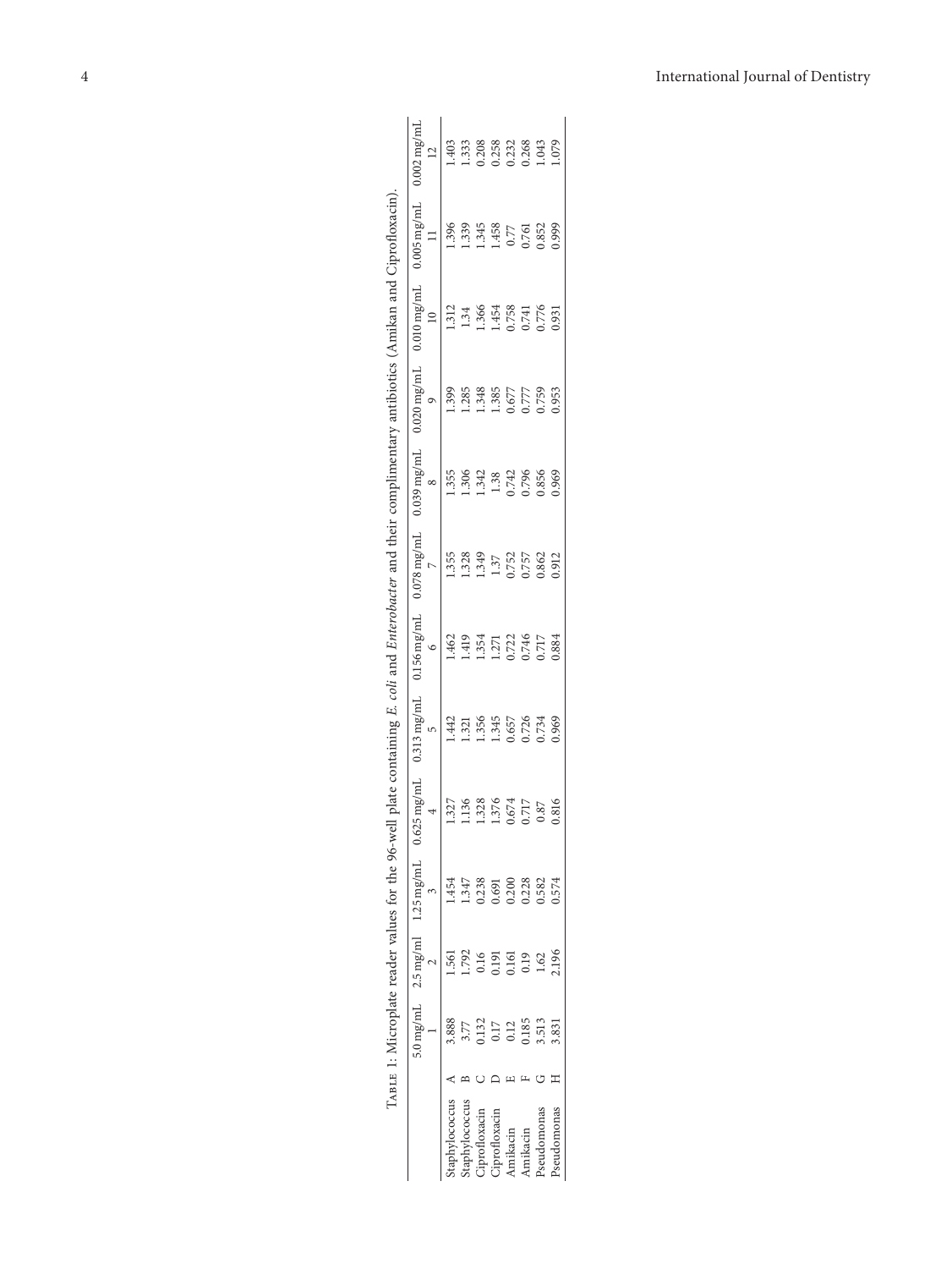Table 1: Microplate reader values for the 96-well plate containing *E. coli* and *Enterobacter* and their complimentary antibiotics (Amikan and Ciprofloxacin).

| | | 5.0 mg/mL 1 | 2.5 mg/ml 2 | 1.25 mg/mL 3 | 0.625 mg/mL 4 | 0.313 mg/mL 5 | 0.156 mg/mL 6 | 0.078 mg/mL 7 | 0.039 mg/mL 8 | 0.020 mg/mL 9 | 0.010 mg/mL 10 | 0.005 mg/mL 11 | 0.002 mg/mL 12 |
|---|---|---|---|---|---|---|---|---|---|---|---|---|---|
| Staphylococcus | A | 3.888 | 1.561 | 1.454 | 1.327 | 1.442 | 1.462 | 1.355 | 1.355 | 1.399 | 1.312 | 1.396 | 1.403 |
| Staphylococcus | B | 3.77 | 1.792 | 1.347 | 1.136 | 1.321 | 1.419 | 1.328 | 1.306 | 1.285 | 1.34 | 1.339 | 1.333 |
| Ciprofloxacin | C | 0.132 | 0.16 | 0.238 | 1.328 | 1.356 | 1.354 | 1.349 | 1.342 | 1.348 | 1.366 | 1.345 | 0.208 |
| Ciprofloxacin | D | 0.17 | 0.191 | 0.691 | 1.376 | 1.345 | 1.271 | 1.37 | 1.38 | 1.385 | 1.454 | 1.458 | 0.258 |
| Amikacin | E | 0.12 | 0.161 | 0.200 | 0.674 | 0.657 | 0.722 | 0.752 | 0.742 | 0.677 | 0.758 | 0.77 | 0.232 |
| Amikacin | F | 0.185 | 0.19 | 0.228 | 0.717 | 0.726 | 0.746 | 0.757 | 0.796 | 0.777 | 0.741 | 0.761 | 0.268 |
| Pseudomonas | G | 3.513 | 1.62 | 0.582 | 0.87 | 0.734 | 0.717 | 0.862 | 0.856 | 0.759 | 0.776 | 0.852 | 1.043 |
| Pseudomonas | H | 3.831 | 2.196 | 0.574 | 0.816 | 0.969 | 0.884 | 0.912 | 0.969 | 0.953 | 0.931 | 0.999 | 1.079 |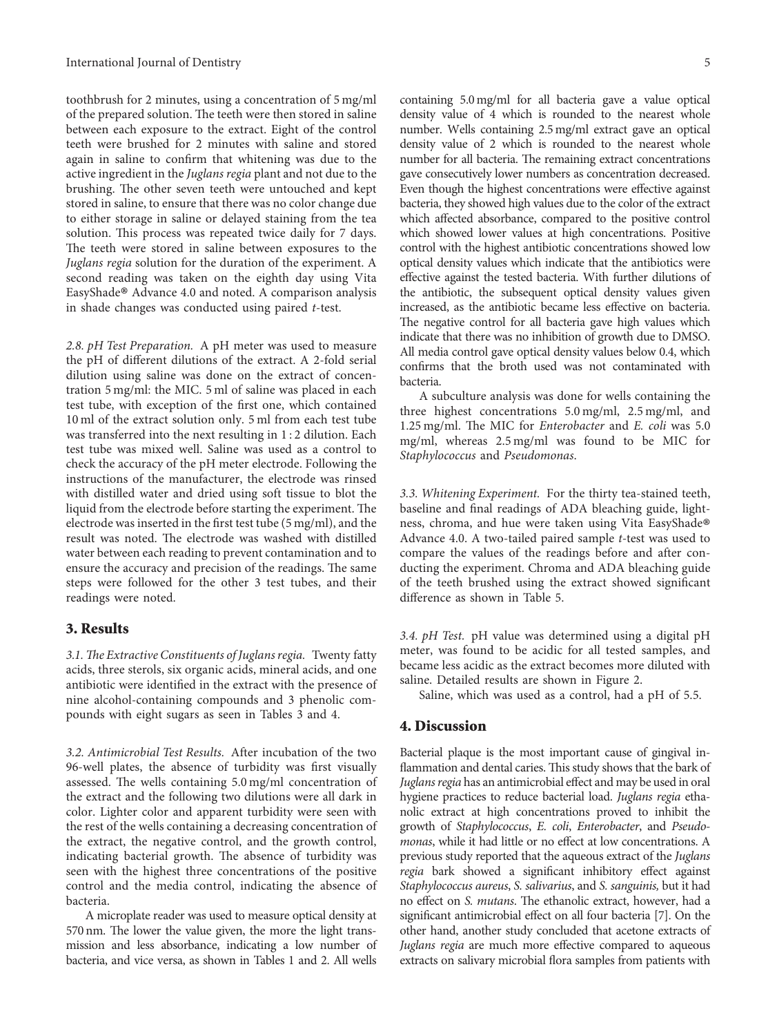toothbrush for 2 minutes, using a concentration of 5 mg/ml of the prepared solution. The teeth were then stored in saline between each exposure to the extract. Eight of the control teeth were brushed for 2 minutes with saline and stored again in saline to confirm that whitening was due to the active ingredient in the *Juglans regia* plant and not due to the brushing. The other seven teeth were untouched and kept stored in saline, to ensure that there was no color change due to either storage in saline or delayed staining from the tea solution. This process was repeated twice daily for 7 days. The teeth were stored in saline between exposures to the *Juglans regia* solution for the duration of the experiment. A second reading was taken on the eighth day using Vita EasyShade® Advance 4.0 and noted. A comparison analysis in shade changes was conducted using paired *t*-test.

*2.8. pH Test Preparation.* A pH meter was used to measure the pH of different dilutions of the extract. A 2-fold serial dilution using saline was done on the extract of concentration 5 mg/ml: the MIC. 5 ml of saline was placed in each test tube, with exception of the first one, which contained 10 ml of the extract solution only. 5 ml from each test tube was transferred into the next resulting in 1 : 2 dilution. Each test tube was mixed well. Saline was used as a control to check the accuracy of the pH meter electrode. Following the instructions of the manufacturer, the electrode was rinsed with distilled water and dried using soft tissue to blot the liquid from the electrode before starting the experiment. The electrode was inserted in the first test tube (5 mg/ml), and the result was noted. The electrode was washed with distilled water between each reading to prevent contamination and to ensure the accuracy and precision of the readings. The same steps were followed for the other 3 test tubes, and their readings were noted.

## 3. Results

*3.1. The Extractive Constituents of Juglans regia.* Twenty fatty acids, three sterols, six organic acids, mineral acids, and one antibiotic were identified in the extract with the presence of nine alcohol-containing compounds and 3 phenolic compounds with eight sugars as seen in Tables 3 and 4.

*3.2. Antimicrobial Test Results.* After incubation of the two 96-well plates, the absence of turbidity was first visually assessed. The wells containing 5.0 mg/ml concentration of the extract and the following two dilutions were all dark in color. Lighter color and apparent turbidity were seen with the rest of the wells containing a decreasing concentration of the extract, the negative control, and the growth control, indicating bacterial growth. The absence of turbidity was seen with the highest three concentrations of the positive control and the media control, indicating the absence of bacteria.

A microplate reader was used to measure optical density at 570 nm. The lower the value given, the more the light transmission and less absorbance, indicating a low number of bacteria, and vice versa, as shown in Tables 1 and 2. All wells containing 5.0 mg/ml for all bacteria gave a value optical density value of 4 which is rounded to the nearest whole number. Wells containing 2.5 mg/ml extract gave an optical density value of 2 which is rounded to the nearest whole number for all bacteria. The remaining extract concentrations gave consecutively lower numbers as concentration decreased. Even though the highest concentrations were effective against bacteria, they showed high values due to the color of the extract which affected absorbance, compared to the positive control which showed lower values at high concentrations. Positive control with the highest antibiotic concentrations showed low optical density values which indicate that the antibiotics were effective against the tested bacteria. With further dilutions of the antibiotic, the subsequent optical density values given increased, as the antibiotic became less effective on bacteria. The negative control for all bacteria gave high values which indicate that there was no inhibition of growth due to DMSO. All media control gave optical density values below 0.4, which confirms that the broth used was not contaminated with bacteria.

A subculture analysis was done for wells containing the three highest concentrations 5.0 mg/ml, 2.5 mg/ml, and 1.25 mg/ml. The MIC for *Enterobacter* and *E. coli* was 5.0 mg/ml, whereas 2.5 mg/ml was found to be MIC for *Staphylococcus* and *Pseudomonas*.

*3.3. Whitening Experiment.* For the thirty tea-stained teeth, baseline and final readings of ADA bleaching guide, lightness, chroma, and hue were taken using Vita EasyShade® Advance 4.0. A two-tailed paired sample *t*-test was used to compare the values of the readings before and after conducting the experiment. Chroma and ADA bleaching guide of the teeth brushed using the extract showed significant difference as shown in Table 5.

*3.4. pH Test.* pH value was determined using a digital pH meter, was found to be acidic for all tested samples, and became less acidic as the extract becomes more diluted with saline. Detailed results are shown in Figure 2.

Saline, which was used as a control, had a pH of 5.5.

## 4. Discussion

Bacterial plaque is the most important cause of gingival inflammation and dental caries. This study shows that the bark of *Juglans regia* has an antimicrobial effect and may be used in oral hygiene practices to reduce bacterial load. *Juglans regia* ethanolic extract at high concentrations proved to inhibit the growth of *Staphylococcus*, *E. coli*, *Enterobacter*, and *Pseudomonas*, while it had little or no effect at low concentrations. A previous study reported that the aqueous extract of the *Juglans regia* bark showed a significant inhibitory effect against *Staphylococcus aureus*, *S. salivarius*, and *S. sanguinis*, but it had no effect on *S. mutans*. The ethanolic extract, however, had a significant antimicrobial effect on all four bacteria [7]. On the other hand, another study concluded that acetone extracts of *Juglans regia* are much more effective compared to aqueous extracts on salivary microbial flora samples from patients with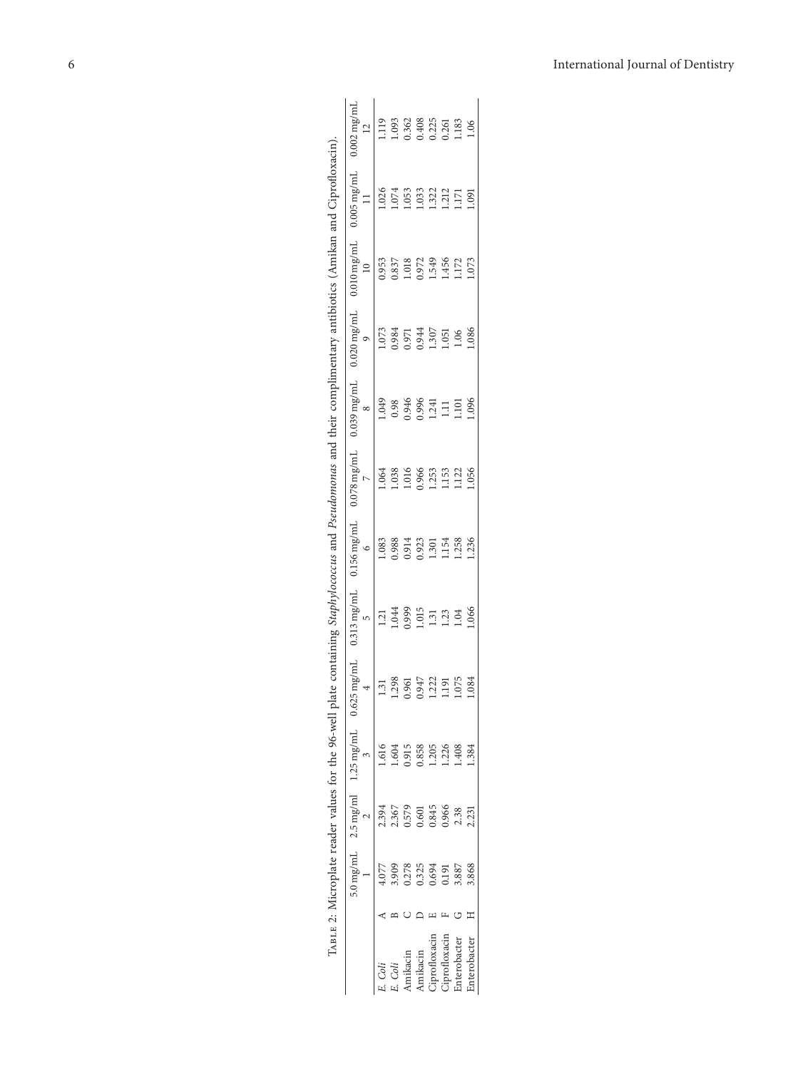TABLE 2: Microplate reader values for the 96-well plate containing *Staphylococcus* and *Pseudomonas* and their complimentary antibiotics (Amikan and Ciprofloxacin).

| | | 5.0 mg/mL<br>1 | 2.5 mg/ml<br>2 | 1.25 mg/mL<br>3 | 0.625 mg/mL<br>4 | 0.313 mg/mL<br>5 | 0.156 mg/mL<br>6 | 0.078 mg/mL<br>7 | 0.039 mg/mL<br>8 | 0.020 mg/mL<br>9 | 0.010 mg/mL<br>10 | 0.005 mg/mL<br>11 | 0.002 mg/mL<br>12 |
|---|---|---|---|---|---|---|---|---|---|---|---|---|---|
| *E. Coli* | A | 4.077 | 2.394 | 1.616 | 1.31 | 1.21 | 1.083 | 1.064 | 1.049 | 1.073 | 0.953 | 1.026 | 1.119 |
| *E. Coli* | B | 3.909 | 2.367 | 1.604 | 1.298 | 1.044 | 0.988 | 1.038 | 0.98 | 0.984 | 0.837 | 1.074 | 1.093 |
| Amikacin | C | 0.278 | 0.579 | 0.915 | 0.961 | 0.999 | 0.914 | 1.016 | 0.946 | 0.971 | 1.018 | 1.053 | 0.362 |
| Amikacin | D | 0.325 | 0.601 | 0.858 | 0.947 | 1.015 | 0.923 | 0.966 | 0.996 | 0.944 | 0.972 | 1.033 | 0.408 |
| Ciprofloxacin | E | 0.694 | 0.845 | 1.205 | 1.222 | 1.31 | 1.301 | 1.253 | 1.241 | 1.307 | 1.549 | 1.322 | 0.225 |
| Ciprofloxacin | F | 0.191 | 0.966 | 1.226 | 1.191 | 1.23 | 1.154 | 1.153 | 1.11 | 1.051 | 1.456 | 1.212 | 0.261 |
| Enterobacter | G | 3.887 | 2.38 | 1.408 | 1.075 | 1.04 | 1.258 | 1.122 | 1.101 | 1.06 | 1.172 | 1.171 | 1.183 |
| Enterobacter | H | 3.868 | 2.231 | 1.384 | 1.084 | 1.066 | 1.236 | 1.056 | 1.096 | 1.086 | 1.073 | 1.091 | 1.06 |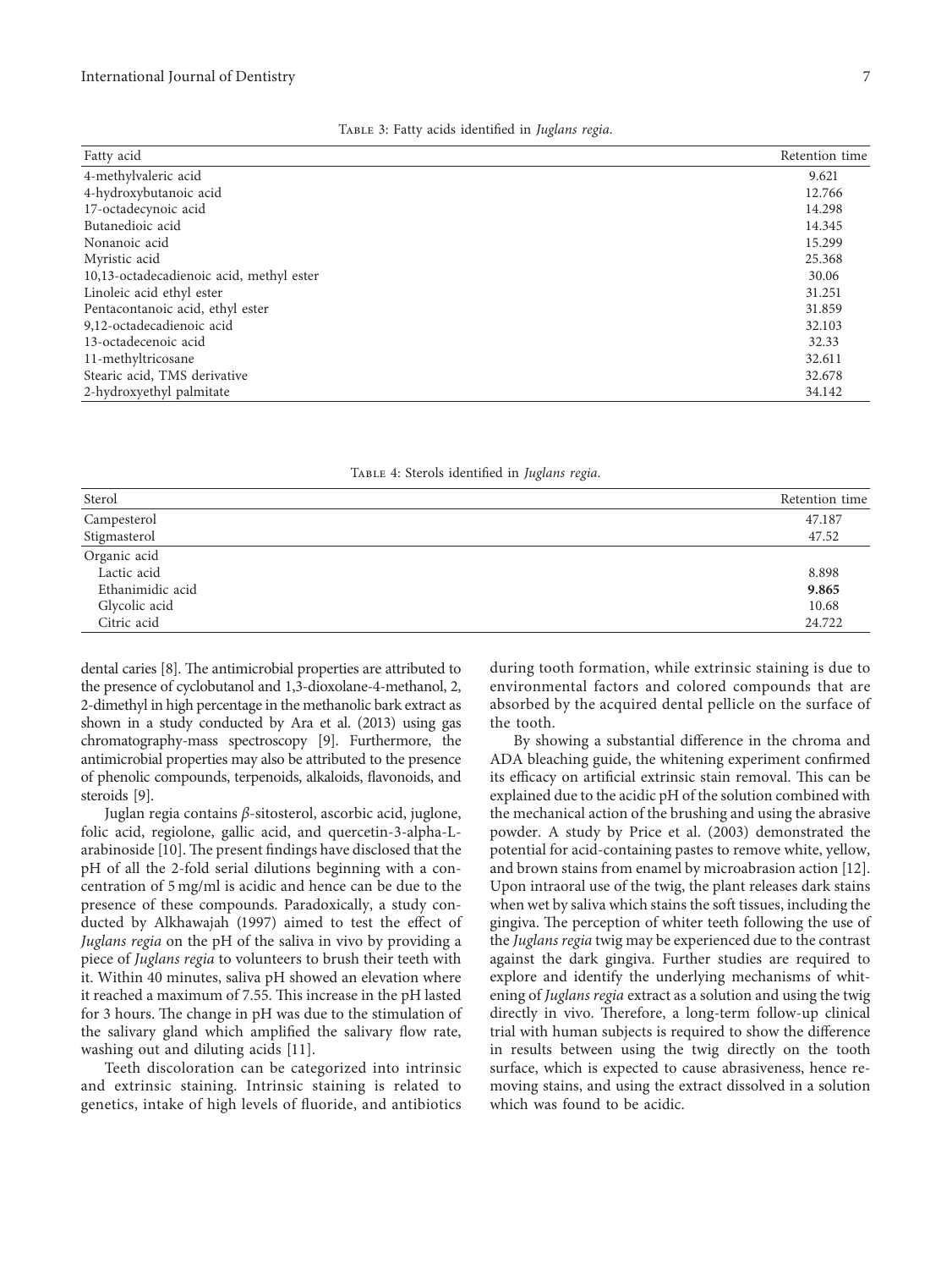Table 3: Fatty acids identified in *Juglans regia*.

| Fatty acid | Retention time |
|---|---|
| 4-methylvaleric acid | 9.621 |
| 4-hydroxybutanoic acid | 12.766 |
| 17-octadecynoic acid | 14.298 |
| Butanedioic acid | 14.345 |
| Nonanoic acid | 15.299 |
| Myristic acid | 25.368 |
| 10,13-octadecadienoic acid, methyl ester | 30.06 |
| Linoleic acid ethyl ester | 31.251 |
| Pentacontanoic acid, ethyl ester | 31.859 |
| 9,12-octadecadienoic acid | 32.103 |
| 13-octadecenoic acid | 32.33 |
| 11-methyltricosane | 32.611 |
| Stearic acid, TMS derivative | 32.678 |
| 2-hydroxyethyl palmitate | 34.142 |

Table 4: Sterols identified in *Juglans regia*.

| Sterol | Retention time |
|---|---|
| Campesterol | 47.187 |
| Stigmasterol | 47.52 |
| Organic acid | |
| Lactic acid | 8.898 |
| Ethanimidic acid | **9.865** |
| Glycolic acid | 10.68 |
| Citric acid | 24.722 |

dental caries [8]. The antimicrobial properties are attributed to the presence of cyclobutanol and 1,3-dioxolane-4-methanol, 2, 2-dimethyl in high percentage in the methanolic bark extract as shown in a study conducted by Ara et al. (2013) using gas chromatography-mass spectroscopy [9]. Furthermore, the antimicrobial properties may also be attributed to the presence of phenolic compounds, terpenoids, alkaloids, flavonoids, and steroids [9].

Juglan regia contains $\beta$-sitosterol, ascorbic acid, juglone, folic acid, regiolone, gallic acid, and quercetin-3-alpha-L-arabinoside [10]. The present findings have disclosed that the pH of all the 2-fold serial dilutions beginning with a concentration of 5 mg/ml is acidic and hence can be due to the presence of these compounds. Paradoxically, a study conducted by Alkhawajah (1997) aimed to test the effect of *Juglans regia* on the pH of the saliva in vivo by providing a piece of *Juglans regia* to volunteers to brush their teeth with it. Within 40 minutes, saliva pH showed an elevation where it reached a maximum of 7.55. This increase in the pH lasted for 3 hours. The change in pH was due to the stimulation of the salivary gland which amplified the salivary flow rate, washing out and diluting acids [11].

Teeth discoloration can be categorized into intrinsic and extrinsic staining. Intrinsic staining is related to genetics, intake of high levels of fluoride, and antibiotics during tooth formation, while extrinsic staining is due to environmental factors and colored compounds that are absorbed by the acquired dental pellicle on the surface of the tooth.

By showing a substantial difference in the chroma and ADA bleaching guide, the whitening experiment confirmed its efficacy on artificial extrinsic stain removal. This can be explained due to the acidic pH of the solution combined with the mechanical action of the brushing and using the abrasive powder. A study by Price et al. (2003) demonstrated the potential for acid-containing pastes to remove white, yellow, and brown stains from enamel by microabrasion action [12]. Upon intraoral use of the twig, the plant releases dark stains when wet by saliva which stains the soft tissues, including the gingiva. The perception of whiter teeth following the use of the *Juglans regia* twig may be experienced due to the contrast against the dark gingiva. Further studies are required to explore and identify the underlying mechanisms of whitening of *Juglans regia* extract as a solution and using the twig directly in vivo. Therefore, a long-term follow-up clinical trial with human subjects is required to show the difference in results between using the twig directly on the tooth surface, which is expected to cause abrasiveness, hence removing stains, and using the extract dissolved in a solution which was found to be acidic.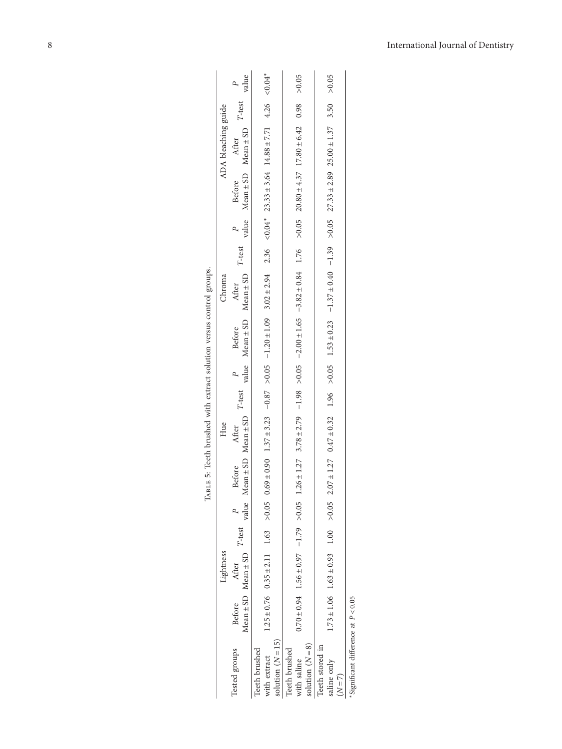Table 5: Teeth brushed with extract solution versus control groups.

| Tested groups | Lightness | | | | Hue | | | | Chroma | | | | ADA bleaching guide | | | |
|---|---|---|---|---|---|---|---|---|---|---|---|---|---|---|---|---|
| | Before Mean ± SD | After Mean ± SD | $T$-test | $P$ value | Before Mean ± SD | After Mean ± SD | $T$-test | $P$ value | Before Mean ± SD | After Mean ± SD | $T$-test | $P$ value | Before Mean ± SD | After Mean ± SD | $T$-test | $P$ value |
| Teeth brushed with extract solution ($N = 15$) | 1.25 ± 0.76 | 0.35 ± 2.11 | 1.63 | >0.05 | 0.69 ± 0.90 | 1.37 ± 3.23 | −0.87 | >0.05 | −1.20 ± 1.09 | 3.02 ± 2.94 | 2.36 | <0.04* | 23.33 ± 3.64 | 14.88 ± 7.71 | 4.26 | <0.04* |
| Teeth brushed with saline solution ($N = 8$) | 0.70 ± 0.94 | 1.56 ± 0.97 | −1.79 | >0.05 | 1.26 ± 1.27 | 3.78 ± 2.79 | −1.98 | >0.05 | −2.00 ± 1.65 | −3.82 ± 0.84 | 1.76 | >0.05 | 20.80 ± 4.37 | 17.80 ± 6.42 | 0.98 | >0.05 |
| Teeth stored in saline only ($N = 7$) | 1.73 ± 1.06 | 1.63 ± 0.93 | 1.00 | >0.05 | 2.07 ± 1.27 | 0.47 ± 0.32 | 1.96 | >0.05 | 1.53 ± 0.23 | −1.37 ± 0.40 | −1.39 | >0.05 | 27.33 ± 2.89 | 25.00 ± 1.37 | 3.50 | >0.05 |

*Significant difference at $P < 0.05$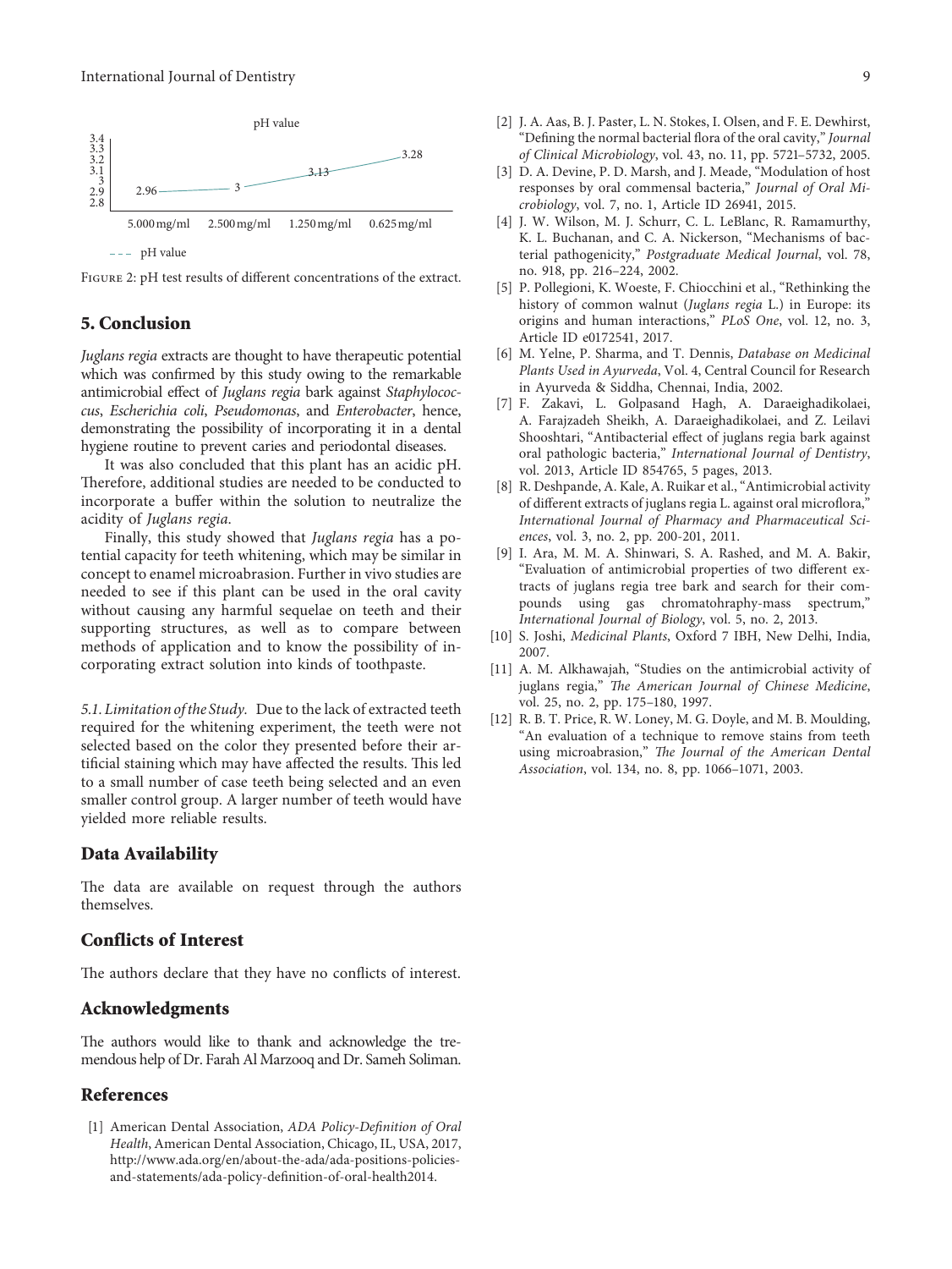pH value

3.4
3.3
3.2
3.1
3
2.9
2.8

2.96
3
3.13
3.28

5.000 mg/ml
2.500 mg/ml
1.250 mg/ml
0.625 mg/ml

pH value

Figure 2: pH test results of different concentrations of the extract.

## 5. Conclusion

*Juglans regia* extracts are thought to have therapeutic potential which was confirmed by this study owing to the remarkable antimicrobial effect of *Juglans regia* bark against *Staphylococcus*, *Escherichia coli*, *Pseudomonas*, and *Enterobacter*, hence, demonstrating the possibility of incorporating it in a dental hygiene routine to prevent caries and periodontal diseases.

It was also concluded that this plant has an acidic pH. Therefore, additional studies are needed to be conducted to incorporate a buffer within the solution to neutralize the acidity of *Juglans regia*.

Finally, this study showed that *Juglans regia* has a potential capacity for teeth whitening, which may be similar in concept to enamel microabrasion. Further in vivo studies are needed to see if this plant can be used in the oral cavity without causing any harmful sequelae on teeth and their supporting structures, as well as to compare between methods of application and to know the possibility of incorporating extract solution into kinds of toothpaste.

*5.1. Limitation of the Study.* Due to the lack of extracted teeth required for the whitening experiment, the teeth were not selected based on the color they presented before their artificial staining which may have affected the results. This led to a small number of case teeth being selected and an even smaller control group. A larger number of teeth would have yielded more reliable results.

## Data Availability

The data are available on request through the authors themselves.

## Conflicts of Interest

The authors declare that they have no conflicts of interest.

## Acknowledgments

The authors would like to thank and acknowledge the tremendous help of Dr. Farah Al Marzooq and Dr. Sameh Soliman.

## References

[1] American Dental Association, *ADA Policy-Definition of Oral Health*, American Dental Association, Chicago, IL, USA, 2017, http://www.ada.org/en/about-the-ada/ada-positions-policies-and-statements/ada-policy-definition-of-oral-health2014.

[2] J. A. Aas, B. J. Paster, L. N. Stokes, I. Olsen, and F. E. Dewhirst, "Defining the normal bacterial flora of the oral cavity," *Journal of Clinical Microbiology*, vol. 43, no. 11, pp. 5721–5732, 2005.

[3] D. A. Devine, P. D. Marsh, and J. Meade, "Modulation of host responses by oral commensal bacteria," *Journal of Oral Microbiology*, vol. 7, no. 1, Article ID 26941, 2015.

[4] J. W. Wilson, M. J. Schurr, C. L. LeBlanc, R. Ramamurthy, K. L. Buchanan, and C. A. Nickerson, "Mechanisms of bacterial pathogenicity," *Postgraduate Medical Journal*, vol. 78, no. 918, pp. 216–224, 2002.

[5] P. Pollegioni, K. Woeste, F. Chiocchini et al., "Rethinking the history of common walnut (*Juglans regia* L.) in Europe: its origins and human interactions," *PLoS One*, vol. 12, no. 3, Article ID e0172541, 2017.

[6] M. Yelne, P. Sharma, and T. Dennis, *Database on Medicinal Plants Used in Ayurveda*, Vol. 4, Central Council for Research in Ayurveda & Siddha, Chennai, India, 2002.

[7] F. Zakavi, L. Golpasand Hagh, A. Daraeighadikolaei, A. Farajzadeh Sheikh, A. Daraeighadikolaei, and Z. Leilavi Shooshtari, "Antibacterial effect of juglans regia bark against oral pathologic bacteria," *International Journal of Dentistry*, vol. 2013, Article ID 854765, 5 pages, 2013.

[8] R. Deshpande, A. Kale, A. Ruikar et al., "Antimicrobial activity of different extracts of juglans regia L. against oral microflora," *International Journal of Pharmacy and Pharmaceutical Sciences*, vol. 3, no. 2, pp. 200-201, 2011.

[9] I. Ara, M. M. A. Shinwari, S. A. Rashed, and M. A. Bakir, "Evaluation of antimicrobial properties of two different extracts of juglans regia tree bark and search for their compounds using gas chromatohraphy-mass spectrum," *International Journal of Biology*, vol. 5, no. 2, 2013.

[10] S. Joshi, *Medicinal Plants*, Oxford 7 IBH, New Delhi, India, 2007.

[11] A. M. Alkhawajah, "Studies on the antimicrobial activity of juglans regia," *The American Journal of Chinese Medicine*, vol. 25, no. 2, pp. 175–180, 1997.

[12] R. B. T. Price, R. W. Loney, M. G. Doyle, and M. B. Moulding, "An evaluation of a technique to remove stains from teeth using microabrasion," *The Journal of the American Dental Association*, vol. 134, no. 8, pp. 1066–1071, 2003.